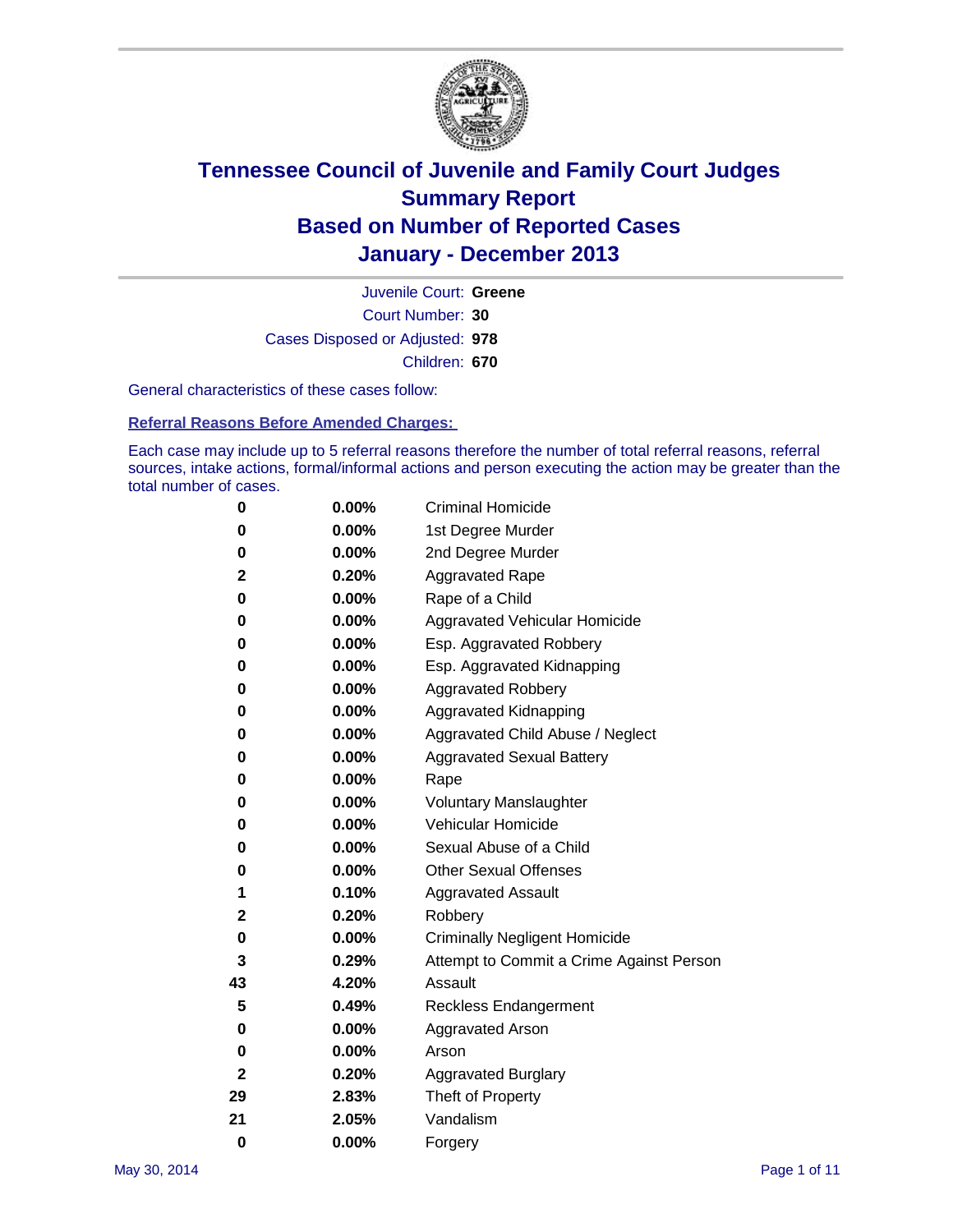# Tennessee Council of Juvenile and Family Court Judges
# Summary Report
# Based on Number of Reported Cases
# January - December 2013

Juvenile Court: **Greene**
Court Number: **30**
Cases Disposed or Adjusted: **978**
Children: **670**

General characteristics of these cases follow:

## Referral Reasons Before Amended Charges:

Each case may include up to 5 referral reasons therefore the number of total referral reasons, referral sources, intake actions, formal/informal actions and person executing the action may be greater than the total number of cases.

| Count | Percent | Referral Reason |
|---|---|---|
| 0 | 0.00% | Criminal Homicide |
| 0 | 0.00% | 1st Degree Murder |
| 0 | 0.00% | 2nd Degree Murder |
| 2 | 0.20% | Aggravated Rape |
| 0 | 0.00% | Rape of a Child |
| 0 | 0.00% | Aggravated Vehicular Homicide |
| 0 | 0.00% | Esp. Aggravated Robbery |
| 0 | 0.00% | Esp. Aggravated Kidnapping |
| 0 | 0.00% | Aggravated Robbery |
| 0 | 0.00% | Aggravated Kidnapping |
| 0 | 0.00% | Aggravated Child Abuse / Neglect |
| 0 | 0.00% | Aggravated Sexual Battery |
| 0 | 0.00% | Rape |
| 0 | 0.00% | Voluntary Manslaughter |
| 0 | 0.00% | Vehicular Homicide |
| 0 | 0.00% | Sexual Abuse of a Child |
| 0 | 0.00% | Other Sexual Offenses |
| 1 | 0.10% | Aggravated Assault |
| 2 | 0.20% | Robbery |
| 0 | 0.00% | Criminally Negligent Homicide |
| 3 | 0.29% | Attempt to Commit a Crime Against Person |
| 43 | 4.20% | Assault |
| 5 | 0.49% | Reckless Endangerment |
| 0 | 0.00% | Aggravated Arson |
| 0 | 0.00% | Arson |
| 2 | 0.20% | Aggravated Burglary |
| 29 | 2.83% | Theft of Property |
| 21 | 2.05% | Vandalism |
| 0 | 0.00% | Forgery |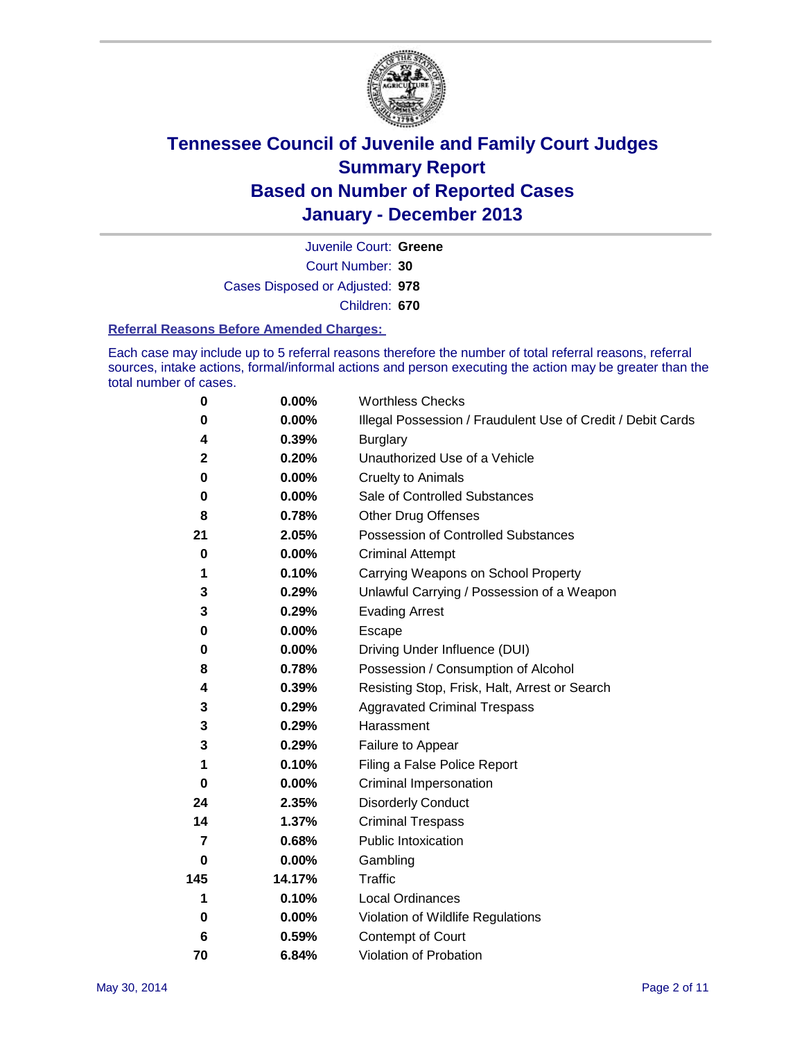# Tennessee Council of Juvenile and Family Court Judges
## Summary Report
## Based on Number of Reported Cases
## January - December 2013

Juvenile Court: **Greene**
Court Number: **30**
Cases Disposed or Adjusted: **978**
Children: **670**

### Referral Reasons Before Amended Charges:

Each case may include up to 5 referral reasons therefore the number of total referral reasons, referral sources, intake actions, formal/informal actions and person executing the action may be greater than the total number of cases.

| Count | Percent | Referral Reason |
|---|---|---|
| 0 | 0.00% | Worthless Checks |
| 0 | 0.00% | Illegal Possession / Fraudulent Use of Credit / Debit Cards |
| 4 | 0.39% | Burglary |
| 2 | 0.20% | Unauthorized Use of a Vehicle |
| 0 | 0.00% | Cruelty to Animals |
| 0 | 0.00% | Sale of Controlled Substances |
| 8 | 0.78% | Other Drug Offenses |
| 21 | 2.05% | Possession of Controlled Substances |
| 0 | 0.00% | Criminal Attempt |
| 1 | 0.10% | Carrying Weapons on School Property |
| 3 | 0.29% | Unlawful Carrying / Possession of a Weapon |
| 3 | 0.29% | Evading Arrest |
| 0 | 0.00% | Escape |
| 0 | 0.00% | Driving Under Influence (DUI) |
| 8 | 0.78% | Possession / Consumption of Alcohol |
| 4 | 0.39% | Resisting Stop, Frisk, Halt, Arrest or Search |
| 3 | 0.29% | Aggravated Criminal Trespass |
| 3 | 0.29% | Harassment |
| 3 | 0.29% | Failure to Appear |
| 1 | 0.10% | Filing a False Police Report |
| 0 | 0.00% | Criminal Impersonation |
| 24 | 2.35% | Disorderly Conduct |
| 14 | 1.37% | Criminal Trespass |
| 7 | 0.68% | Public Intoxication |
| 0 | 0.00% | Gambling |
| 145 | 14.17% | Traffic |
| 1 | 0.10% | Local Ordinances |
| 0 | 0.00% | Violation of Wildlife Regulations |
| 6 | 0.59% | Contempt of Court |
| 70 | 6.84% | Violation of Probation |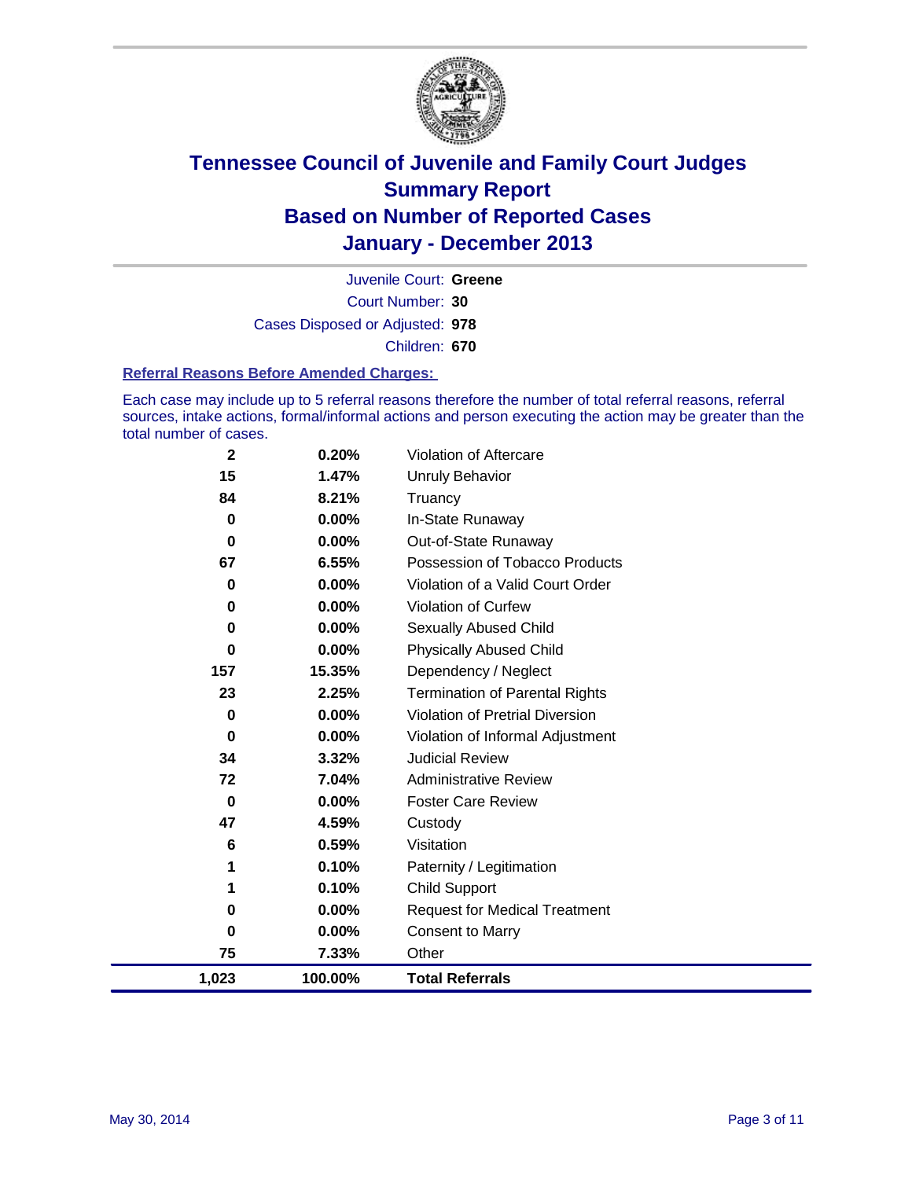# Tennessee Council of Juvenile and Family Court Judges
## Summary Report
## Based on Number of Reported Cases
## January - December 2013

Juvenile Court: **Greene**
Court Number: **30**
Cases Disposed or Adjusted: **978**
Children: **670**

### Referral Reasons Before Amended Charges:

Each case may include up to 5 referral reasons therefore the number of total referral reasons, referral sources, intake actions, formal/informal actions and person executing the action may be greater than the total number of cases.

| Count | Percent | Referral Reason |
|---|---|---|
| 2 | 0.20% | Violation of Aftercare |
| 15 | 1.47% | Unruly Behavior |
| 84 | 8.21% | Truancy |
| 0 | 0.00% | In-State Runaway |
| 0 | 0.00% | Out-of-State Runaway |
| 67 | 6.55% | Possession of Tobacco Products |
| 0 | 0.00% | Violation of a Valid Court Order |
| 0 | 0.00% | Violation of Curfew |
| 0 | 0.00% | Sexually Abused Child |
| 0 | 0.00% | Physically Abused Child |
| 157 | 15.35% | Dependency / Neglect |
| 23 | 2.25% | Termination of Parental Rights |
| 0 | 0.00% | Violation of Pretrial Diversion |
| 0 | 0.00% | Violation of Informal Adjustment |
| 34 | 3.32% | Judicial Review |
| 72 | 7.04% | Administrative Review |
| 0 | 0.00% | Foster Care Review |
| 47 | 4.59% | Custody |
| 6 | 0.59% | Visitation |
| 1 | 0.10% | Paternity / Legitimation |
| 1 | 0.10% | Child Support |
| 0 | 0.00% | Request for Medical Treatment |
| 0 | 0.00% | Consent to Marry |
| 75 | 7.33% | Other |
| **1,023** | **100.00%** | **Total Referrals** |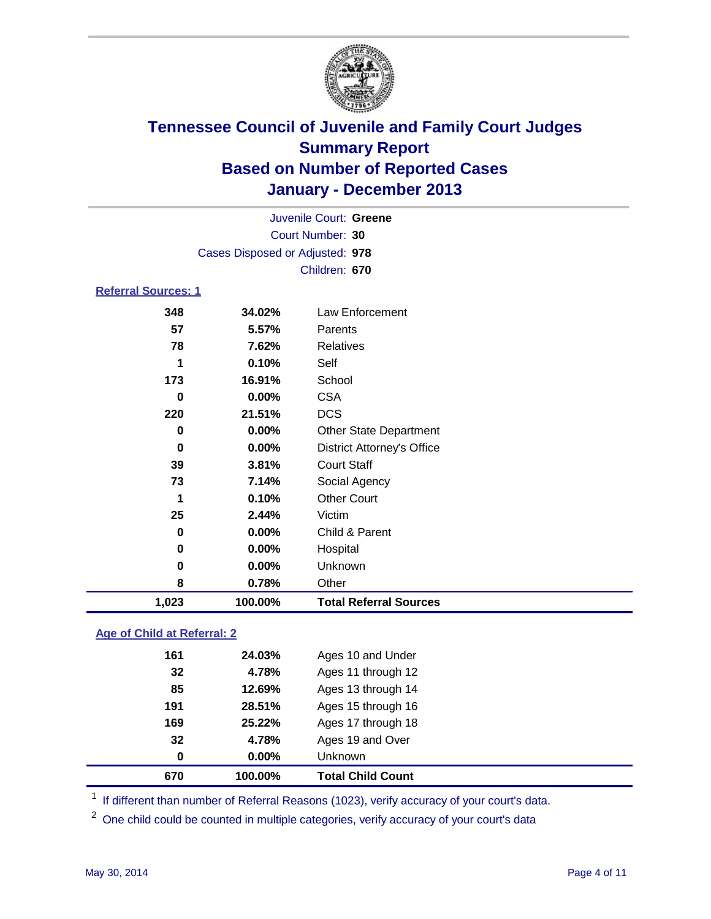# Tennessee Council of Juvenile and Family Court Judges
## Summary Report
## Based on Number of Reported Cases
## January - December 2013

Juvenile Court: **Greene**
Court Number: **30**
Cases Disposed or Adjusted: **978**
Children: **670**

### Referral Sources: 1

| Count | Percent | Source |
|---|---|---|
| 348 | 34.02% | Law Enforcement |
| 57 | 5.57% | Parents |
| 78 | 7.62% | Relatives |
| 1 | 0.10% | Self |
| 173 | 16.91% | School |
| 0 | 0.00% | CSA |
| 220 | 21.51% | DCS |
| 0 | 0.00% | Other State Department |
| 0 | 0.00% | District Attorney's Office |
| 39 | 3.81% | Court Staff |
| 73 | 7.14% | Social Agency |
| 1 | 0.10% | Other Court |
| 25 | 2.44% | Victim |
| 0 | 0.00% | Child & Parent |
| 0 | 0.00% | Hospital |
| 0 | 0.00% | Unknown |
| 8 | 0.78% | Other |
| **1,023** | **100.00%** | **Total Referral Sources** |

### Age of Child at Referral: 2

| Count | Percent | Age |
|---|---|---|
| 161 | 24.03% | Ages 10 and Under |
| 32 | 4.78% | Ages 11 through 12 |
| 85 | 12.69% | Ages 13 through 14 |
| 191 | 28.51% | Ages 15 through 16 |
| 169 | 25.22% | Ages 17 through 18 |
| 32 | 4.78% | Ages 19 and Over |
| 0 | 0.00% | Unknown |
| **670** | **100.00%** | **Total Child Count** |

[1] If different than number of Referral Reasons (1023), verify accuracy of your court's data.

[2] One child could be counted in multiple categories, verify accuracy of your court's data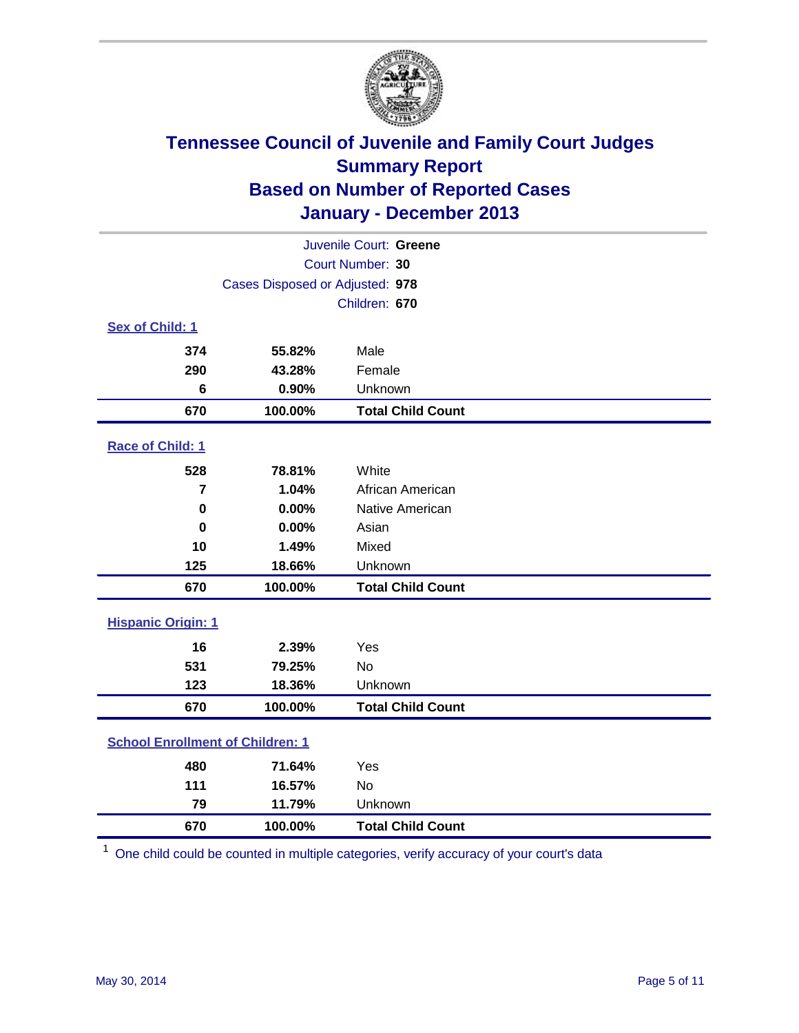# Tennessee Council of Juvenile and Family Court Judges
## Summary Report
## Based on Number of Reported Cases
## January - December 2013

Juvenile Court: **Greene**
Court Number: **30**
Cases Disposed or Adjusted: **978**
Children: **670**

### Sex of Child: 1

| Count | Percent | Category |
|---|---|---|
| 374 | 55.82% | Male |
| 290 | 43.28% | Female |
| 6 | 0.90% | Unknown |
| **670** | **100.00%** | **Total Child Count** |

### Race of Child: 1

| Count | Percent | Category |
|---|---|---|
| 528 | 78.81% | White |
| 7 | 1.04% | African American |
| 0 | 0.00% | Native American |
| 0 | 0.00% | Asian |
| 10 | 1.49% | Mixed |
| 125 | 18.66% | Unknown |
| **670** | **100.00%** | **Total Child Count** |

### Hispanic Origin: 1

| Count | Percent | Category |
|---|---|---|
| 16 | 2.39% | Yes |
| 531 | 79.25% | No |
| 123 | 18.36% | Unknown |
| **670** | **100.00%** | **Total Child Count** |

### School Enrollment of Children: 1

| Count | Percent | Category |
|---|---|---|
| 480 | 71.64% | Yes |
| 111 | 16.57% | No |
| 79 | 11.79% | Unknown |
| **670** | **100.00%** | **Total Child Count** |

[1] One child could be counted in multiple categories, verify accuracy of your court's data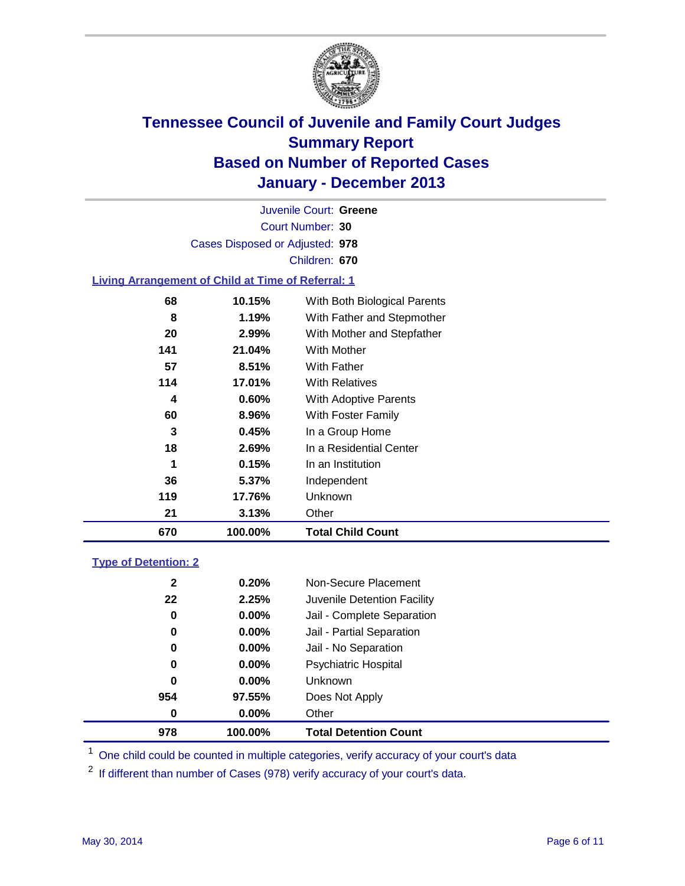# Tennessee Council of Juvenile and Family Court Judges
## Summary Report
## Based on Number of Reported Cases
## January - December 2013

Juvenile Court: **Greene**

Court Number: **30**

Cases Disposed or Adjusted: **978**

Children: **670**

### Living Arrangement of Child at Time of Referral: 1

| Count | Percent | Category |
|---|---|---|
| 68 | 10.15% | With Both Biological Parents |
| 8 | 1.19% | With Father and Stepmother |
| 20 | 2.99% | With Mother and Stepfather |
| 141 | 21.04% | With Mother |
| 57 | 8.51% | With Father |
| 114 | 17.01% | With Relatives |
| 4 | 0.60% | With Adoptive Parents |
| 60 | 8.96% | With Foster Family |
| 3 | 0.45% | In a Group Home |
| 18 | 2.69% | In a Residential Center |
| 1 | 0.15% | In an Institution |
| 36 | 5.37% | Independent |
| 119 | 17.76% | Unknown |
| 21 | 3.13% | Other |
| **670** | **100.00%** | **Total Child Count** |

### Type of Detention: 2

| Count | Percent | Category |
|---|---|---|
| 2 | 0.20% | Non-Secure Placement |
| 22 | 2.25% | Juvenile Detention Facility |
| 0 | 0.00% | Jail - Complete Separation |
| 0 | 0.00% | Jail - Partial Separation |
| 0 | 0.00% | Jail - No Separation |
| 0 | 0.00% | Psychiatric Hospital |
| 0 | 0.00% | Unknown |
| 954 | 97.55% | Does Not Apply |
| 0 | 0.00% | Other |
| **978** | **100.00%** | **Total Detention Count** |

[1] One child could be counted in multiple categories, verify accuracy of your court's data

[2] If different than number of Cases (978) verify accuracy of your court's data.

May 30, 2014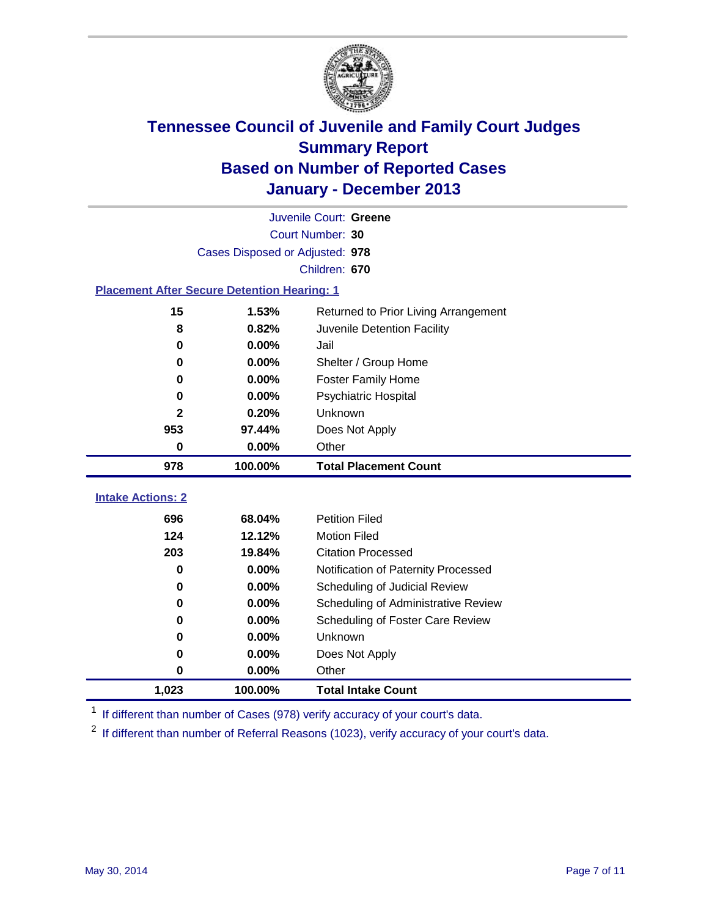# Tennessee Council of Juvenile and Family Court Judges
## Summary Report
## Based on Number of Reported Cases
## January - December 2013

Juvenile Court: **Greene**
Court Number: **30**
Cases Disposed or Adjusted: **978**
Children: **670**

### Placement After Secure Detention Hearing: 1

| Count | Percent | Placement |
|---|---|---|
| 15 | 1.53% | Returned to Prior Living Arrangement |
| 8 | 0.82% | Juvenile Detention Facility |
| 0 | 0.00% | Jail |
| 0 | 0.00% | Shelter / Group Home |
| 0 | 0.00% | Foster Family Home |
| 0 | 0.00% | Psychiatric Hospital |
| 2 | 0.20% | Unknown |
| 953 | 97.44% | Does Not Apply |
| 0 | 0.00% | Other |
| **978** | **100.00%** | **Total Placement Count** |

### Intake Actions: 2

| Count | Percent | Intake Action |
|---|---|---|
| 696 | 68.04% | Petition Filed |
| 124 | 12.12% | Motion Filed |
| 203 | 19.84% | Citation Processed |
| 0 | 0.00% | Notification of Paternity Processed |
| 0 | 0.00% | Scheduling of Judicial Review |
| 0 | 0.00% | Scheduling of Administrative Review |
| 0 | 0.00% | Scheduling of Foster Care Review |
| 0 | 0.00% | Unknown |
| 0 | 0.00% | Does Not Apply |
| 0 | 0.00% | Other |
| **1,023** | **100.00%** | **Total Intake Count** |

[1] If different than number of Cases (978) verify accuracy of your court's data.

[2] If different than number of Referral Reasons (1023), verify accuracy of your court's data.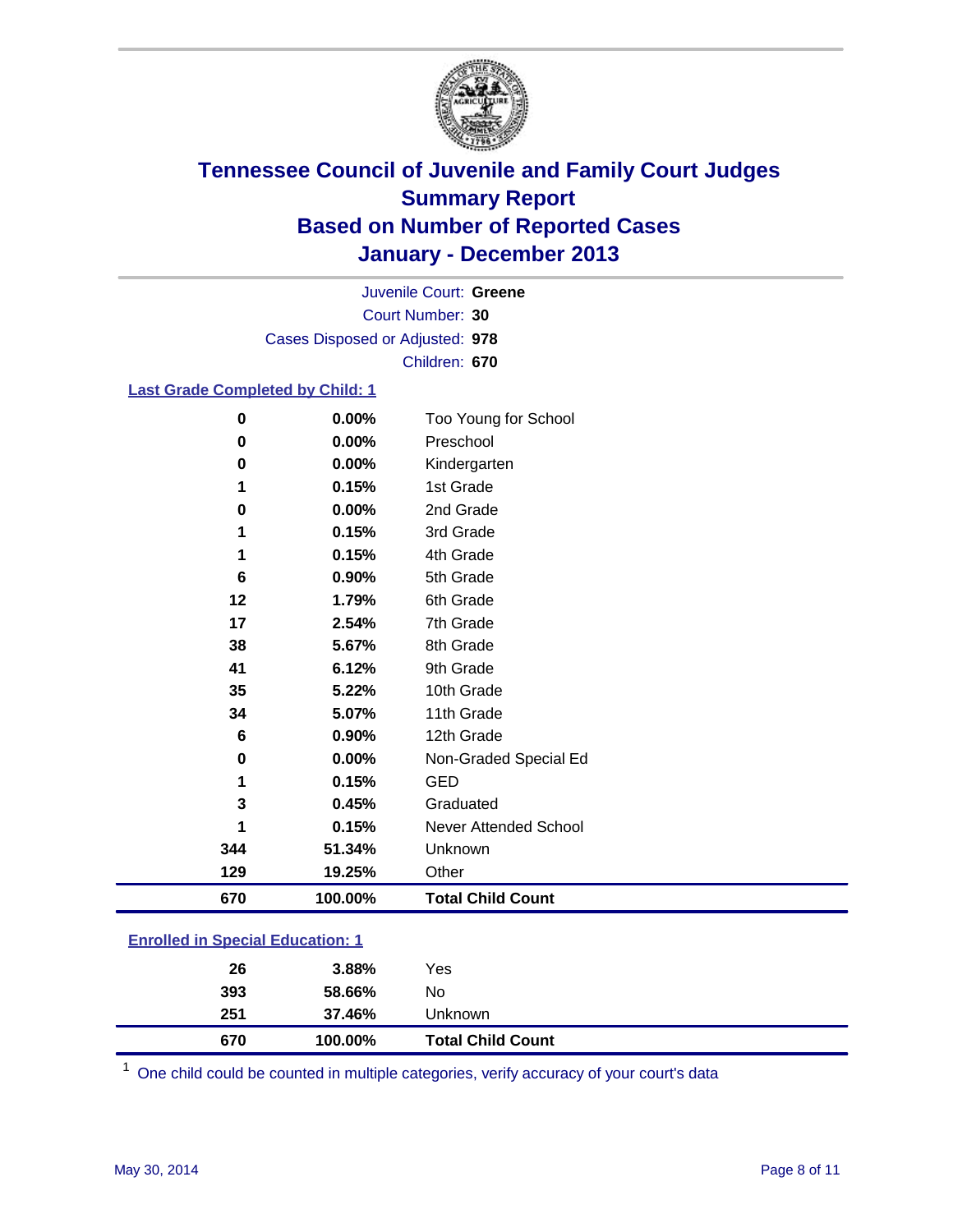# Tennessee Council of Juvenile and Family Court Judges
## Summary Report
## Based on Number of Reported Cases
## January - December 2013

Juvenile Court: **Greene**
Court Number: **30**
Cases Disposed or Adjusted: **978**
Children: **670**

### Last Grade Completed by Child: 1

| | | |
|---|---|---|
| 0 | 0.00% | Too Young for School |
| 0 | 0.00% | Preschool |
| 0 | 0.00% | Kindergarten |
| 1 | 0.15% | 1st Grade |
| 0 | 0.00% | 2nd Grade |
| 1 | 0.15% | 3rd Grade |
| 1 | 0.15% | 4th Grade |
| 6 | 0.90% | 5th Grade |
| 12 | 1.79% | 6th Grade |
| 17 | 2.54% | 7th Grade |
| 38 | 5.67% | 8th Grade |
| 41 | 6.12% | 9th Grade |
| 35 | 5.22% | 10th Grade |
| 34 | 5.07% | 11th Grade |
| 6 | 0.90% | 12th Grade |
| 0 | 0.00% | Non-Graded Special Ed |
| 1 | 0.15% | GED |
| 3 | 0.45% | Graduated |
| 1 | 0.15% | Never Attended School |
| 344 | 51.34% | Unknown |
| 129 | 19.25% | Other |
| **670** | **100.00%** | **Total Child Count** |

### Enrolled in Special Education: 1

| | | |
|---|---|---|
| 26 | 3.88% | Yes |
| 393 | 58.66% | No |
| 251 | 37.46% | Unknown |
| **670** | **100.00%** | **Total Child Count** |

[1] One child could be counted in multiple categories, verify accuracy of your court's data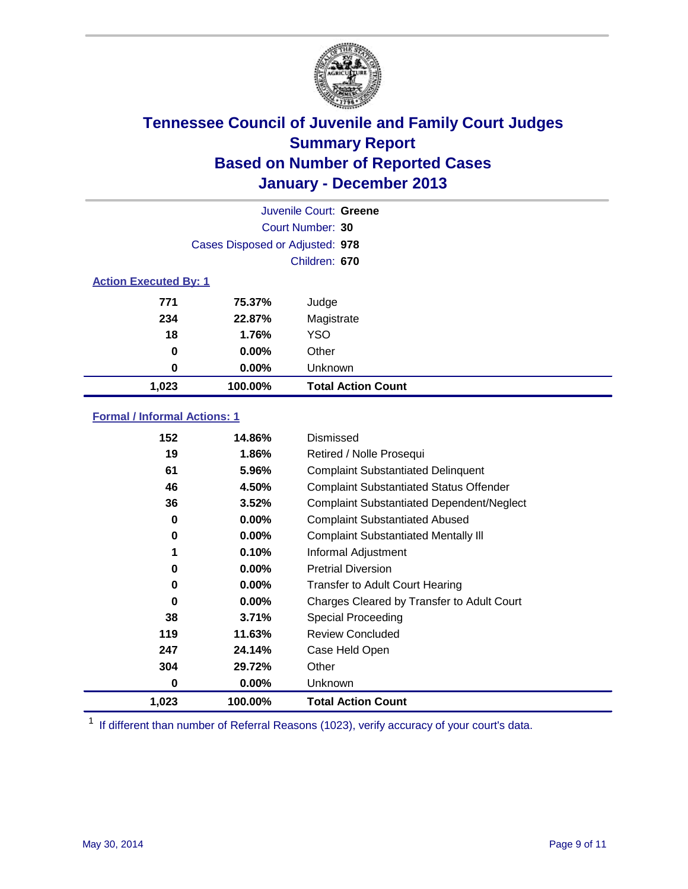# Tennessee Council of Juvenile and Family Court Judges
## Summary Report
## Based on Number of Reported Cases
## January - December 2013

Juvenile Court: **Greene**
Court Number: **30**
Cases Disposed or Adjusted: **978**
Children: **670**

### Action Executed By: 1

| Count | Percent | Action |
|---|---|---|
| 771 | 75.37% | Judge |
| 234 | 22.87% | Magistrate |
| 18 | 1.76% | YSO |
| 0 | 0.00% | Other |
| 0 | 0.00% | Unknown |
| **1,023** | **100.00%** | **Total Action Count** |

### Formal / Informal Actions: 1

| Count | Percent | Action |
|---|---|---|
| 152 | 14.86% | Dismissed |
| 19 | 1.86% | Retired / Nolle Prosequi |
| 61 | 5.96% | Complaint Substantiated Delinquent |
| 46 | 4.50% | Complaint Substantiated Status Offender |
| 36 | 3.52% | Complaint Substantiated Dependent/Neglect |
| 0 | 0.00% | Complaint Substantiated Abused |
| 0 | 0.00% | Complaint Substantiated Mentally Ill |
| 1 | 0.10% | Informal Adjustment |
| 0 | 0.00% | Pretrial Diversion |
| 0 | 0.00% | Transfer to Adult Court Hearing |
| 0 | 0.00% | Charges Cleared by Transfer to Adult Court |
| 38 | 3.71% | Special Proceeding |
| 119 | 11.63% | Review Concluded |
| 247 | 24.14% | Case Held Open |
| 304 | 29.72% | Other |
| 0 | 0.00% | Unknown |
| **1,023** | **100.00%** | **Total Action Count** |

[1] If different than number of Referral Reasons (1023), verify accuracy of your court's data.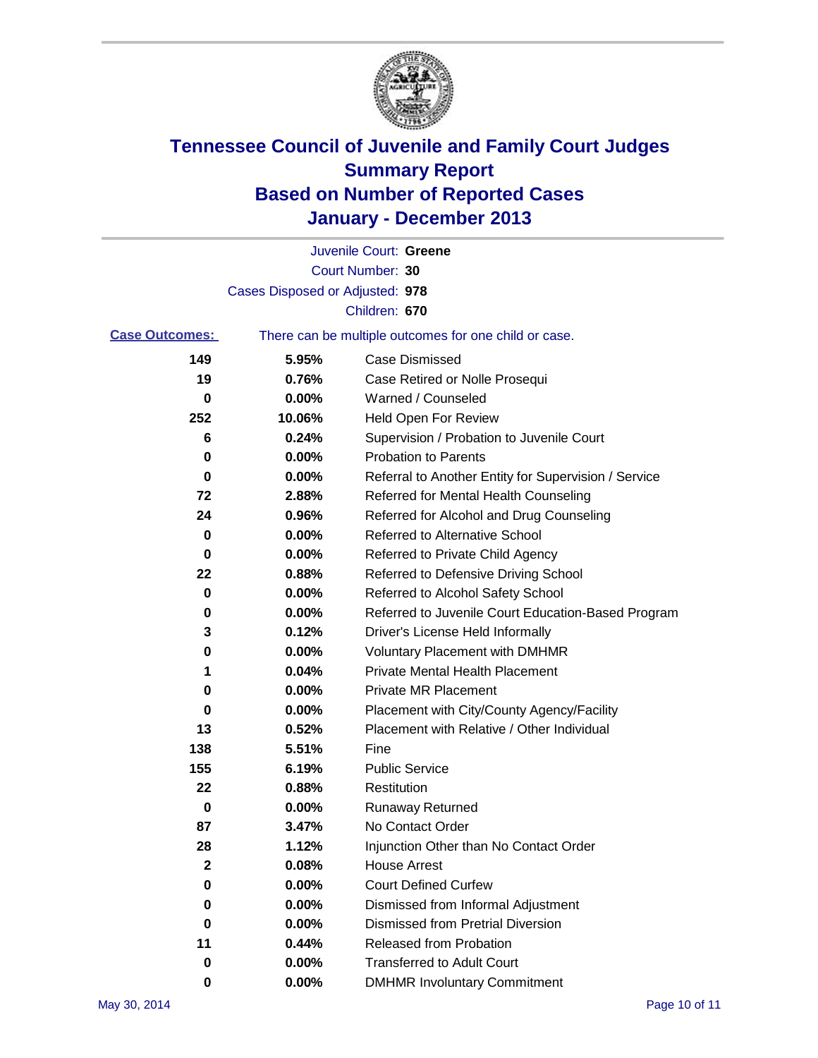# Tennessee Council of Juvenile and Family Court Judges
## Summary Report
## Based on Number of Reported Cases
## January - December 2013

Juvenile Court: **Greene**

Court Number: **30**

Cases Disposed or Adjusted: **978**

Children: **670**

**Case Outcomes:** There can be multiple outcomes for one child or case.

| | | |
|---|---|---|
| 149 | 5.95% | Case Dismissed |
| 19 | 0.76% | Case Retired or Nolle Prosequi |
| 0 | 0.00% | Warned / Counseled |
| 252 | 10.06% | Held Open For Review |
| 6 | 0.24% | Supervision / Probation to Juvenile Court |
| 0 | 0.00% | Probation to Parents |
| 0 | 0.00% | Referral to Another Entity for Supervision / Service |
| 72 | 2.88% | Referred for Mental Health Counseling |
| 24 | 0.96% | Referred for Alcohol and Drug Counseling |
| 0 | 0.00% | Referred to Alternative School |
| 0 | 0.00% | Referred to Private Child Agency |
| 22 | 0.88% | Referred to Defensive Driving School |
| 0 | 0.00% | Referred to Alcohol Safety School |
| 0 | 0.00% | Referred to Juvenile Court Education-Based Program |
| 3 | 0.12% | Driver's License Held Informally |
| 0 | 0.00% | Voluntary Placement with DMHMR |
| 1 | 0.04% | Private Mental Health Placement |
| 0 | 0.00% | Private MR Placement |
| 0 | 0.00% | Placement with City/County Agency/Facility |
| 13 | 0.52% | Placement with Relative / Other Individual |
| 138 | 5.51% | Fine |
| 155 | 6.19% | Public Service |
| 22 | 0.88% | Restitution |
| 0 | 0.00% | Runaway Returned |
| 87 | 3.47% | No Contact Order |
| 28 | 1.12% | Injunction Other than No Contact Order |
| 2 | 0.08% | House Arrest |
| 0 | 0.00% | Court Defined Curfew |
| 0 | 0.00% | Dismissed from Informal Adjustment |
| 0 | 0.00% | Dismissed from Pretrial Diversion |
| 11 | 0.44% | Released from Probation |
| 0 | 0.00% | Transferred to Adult Court |
| 0 | 0.00% | DMHMR Involuntary Commitment |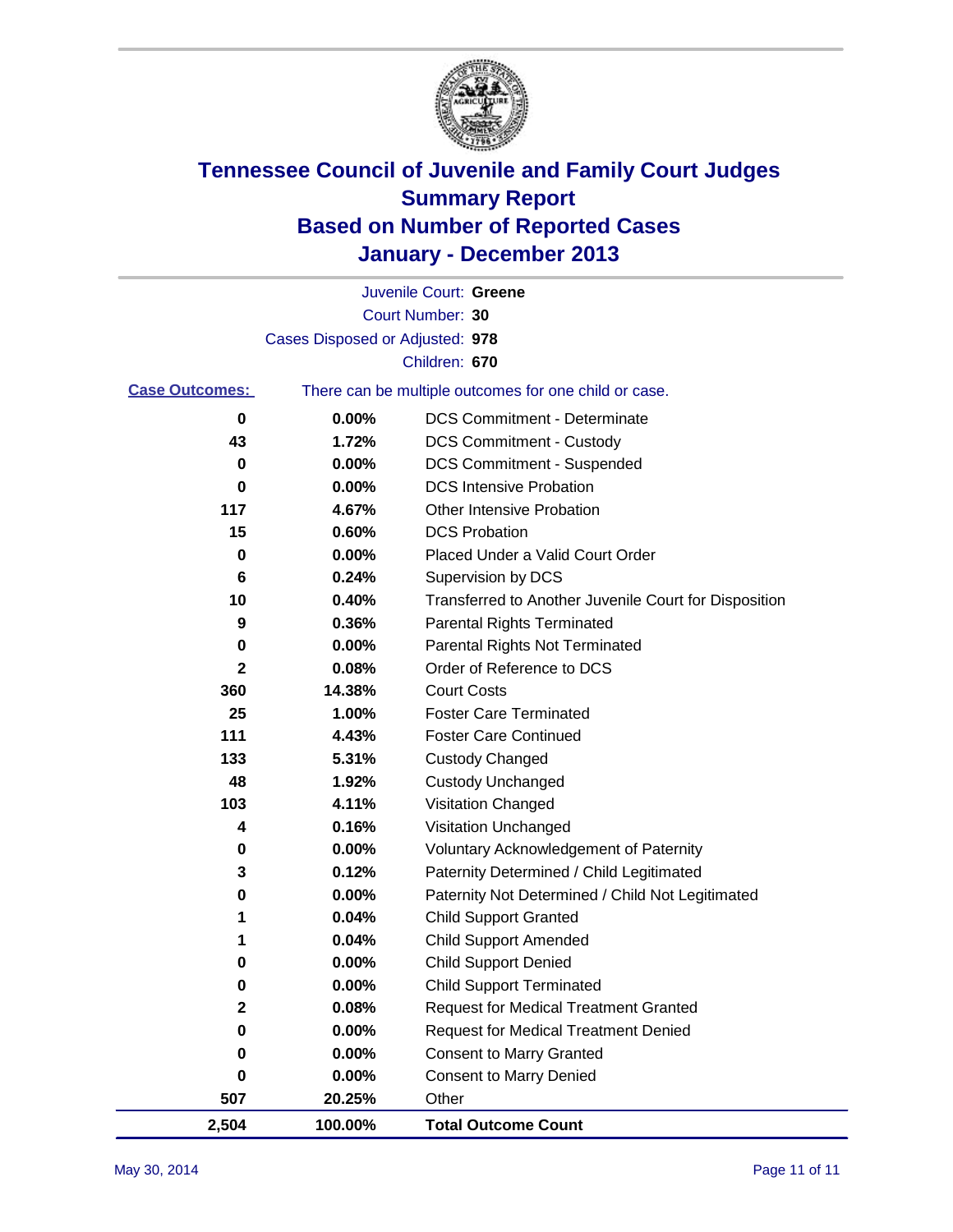# Tennessee Council of Juvenile and Family Court Judges
## Summary Report
## Based on Number of Reported Cases
## January - December 2013

Juvenile Court: **Greene**
Court Number: **30**
Cases Disposed or Adjusted: **978**
Children: **670**

**Case Outcomes:** There can be multiple outcomes for one child or case.

| | | |
|---|---|---|
| 0 | 0.00% | DCS Commitment - Determinate |
| 43 | 1.72% | DCS Commitment - Custody |
| 0 | 0.00% | DCS Commitment - Suspended |
| 0 | 0.00% | DCS Intensive Probation |
| 117 | 4.67% | Other Intensive Probation |
| 15 | 0.60% | DCS Probation |
| 0 | 0.00% | Placed Under a Valid Court Order |
| 6 | 0.24% | Supervision by DCS |
| 10 | 0.40% | Transferred to Another Juvenile Court for Disposition |
| 9 | 0.36% | Parental Rights Terminated |
| 0 | 0.00% | Parental Rights Not Terminated |
| 2 | 0.08% | Order of Reference to DCS |
| 360 | 14.38% | Court Costs |
| 25 | 1.00% | Foster Care Terminated |
| 111 | 4.43% | Foster Care Continued |
| 133 | 5.31% | Custody Changed |
| 48 | 1.92% | Custody Unchanged |
| 103 | 4.11% | Visitation Changed |
| 4 | 0.16% | Visitation Unchanged |
| 0 | 0.00% | Voluntary Acknowledgement of Paternity |
| 3 | 0.12% | Paternity Determined / Child Legitimated |
| 0 | 0.00% | Paternity Not Determined / Child Not Legitimated |
| 1 | 0.04% | Child Support Granted |
| 1 | 0.04% | Child Support Amended |
| 0 | 0.00% | Child Support Denied |
| 0 | 0.00% | Child Support Terminated |
| 2 | 0.08% | Request for Medical Treatment Granted |
| 0 | 0.00% | Request for Medical Treatment Denied |
| 0 | 0.00% | Consent to Marry Granted |
| 0 | 0.00% | Consent to Marry Denied |
| 507 | 20.25% | Other |
| **2,504** | **100.00%** | **Total Outcome Count** |

May 30, 2014